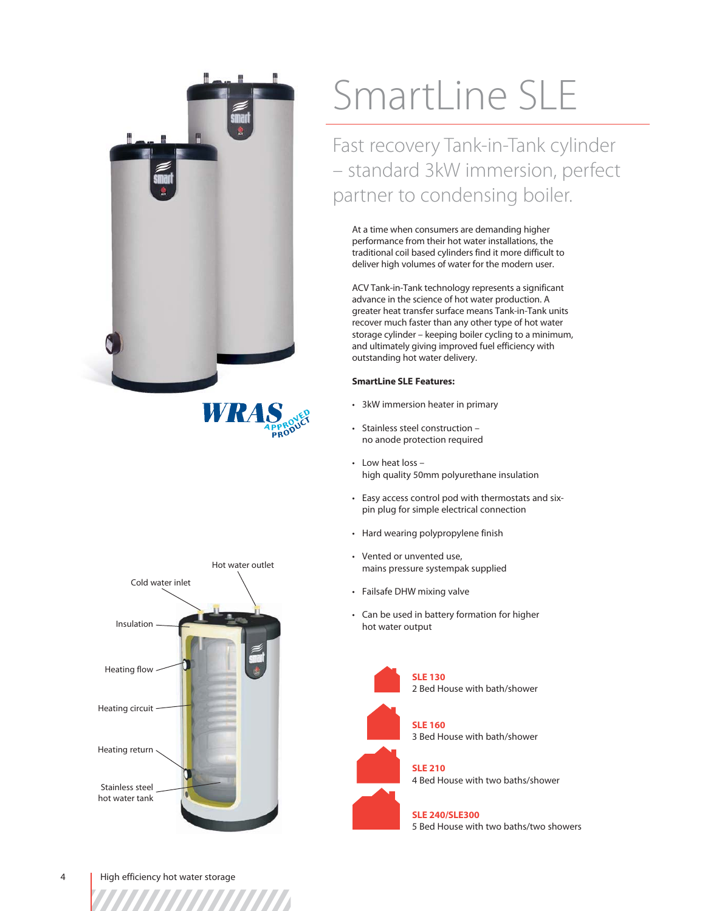# SmartLine SLE

## Fast recovery Tank-in-Tank cylinder – standard 3kW immersion, perfect partner to condensing boiler.

At a time when consumers are demanding higher performance from their hot water installations, the traditional coil based cylinders find it more difficult to deliver high volumes of water for the modern user.

ACV Tank-in-Tank technology represents a significant advance in the science of hot water production. A greater heat transfer surface means Tank-in-Tank units recover much faster than any other type of hot water storage cylinder – keeping boiler cycling to a minimum, and ultimately giving improved fuel efficiency with outstanding hot water delivery.

**SmartLine SLE Features:**

- 3kW immersion heater in primary
- Stainless steel construction – no anode protection required
- Low heat loss – high quality 50mm polyurethane insulation
- Easy access control pod with thermostats and six-pin plug for simple electrical connection
- Hard wearing polypropylene finish
- Vented or unvented use, mains pressure systempak supplied
- Failsafe DHW mixing valve
- Can be used in battery formation for higher hot water output

WRAS APPROVED PRODUCT

Hot water outlet
Cold water inlet
Insulation
Heating flow
Heating circuit
Heating return
Stainless steel hot water tank

**SLE 130**
2 Bed House with bath/shower

**SLE 160**
3 Bed House with bath/shower

**SLE 210**
4 Bed House with two baths/shower

**SLE 240/SLE300**
5 Bed House with two baths/two showers

High efficiency hot water storage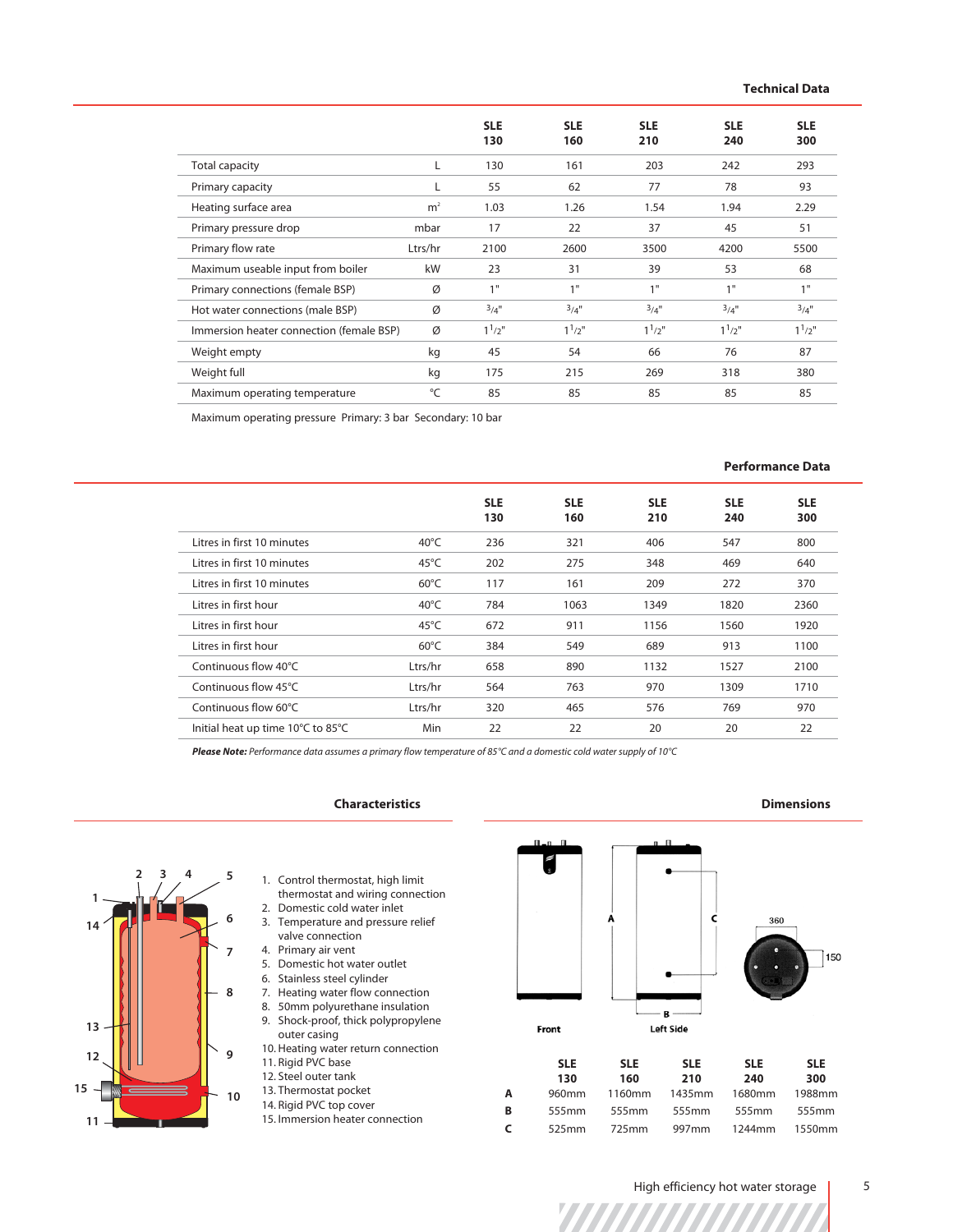## Technical Data

| | | SLE 130 | SLE 160 | SLE 210 | SLE 240 | SLE 300 |
|---|---|---|---|---|---|---|
| Total capacity | L | 130 | 161 | 203 | 242 | 293 |
| Primary capacity | L | 55 | 62 | 77 | 78 | 93 |
| Heating surface area | $m^2$ | 1.03 | 1.26 | 1.54 | 1.94 | 2.29 |
| Primary pressure drop | mbar | 17 | 22 | 37 | 45 | 51 |
| Primary flow rate | Ltrs/hr | 2100 | 2600 | 3500 | 4200 | 5500 |
| Maximum useable input from boiler | kW | 23 | 31 | 39 | 53 | 68 |
| Primary connections (female BSP) | Ø | 1" | 1" | 1" | 1" | 1" |
| Hot water connections (male BSP) | Ø | 3/4" | 3/4" | 3/4" | 3/4" | 3/4" |
| Immersion heater connection (female BSP) | Ø | 1 1/2" | 1 1/2" | 1 1/2" | 1 1/2" | 1 1/2" |
| Weight empty | kg | 45 | 54 | 66 | 76 | 87 |
| Weight full | kg | 175 | 215 | 269 | 318 | 380 |
| Maximum operating temperature | °C | 85 | 85 | 85 | 85 | 85 |

Maximum operating pressure Primary: 3 bar Secondary: 10 bar

## Performance Data

| | | SLE 130 | SLE 160 | SLE 210 | SLE 240 | SLE 300 |
|---|---|---|---|---|---|---|
| Litres in first 10 minutes | 40°C | 236 | 321 | 406 | 547 | 800 |
| Litres in first 10 minutes | 45°C | 202 | 275 | 348 | 469 | 640 |
| Litres in first 10 minutes | 60°C | 117 | 161 | 209 | 272 | 370 |
| Litres in first hour | 40°C | 784 | 1063 | 1349 | 1820 | 2360 |
| Litres in first hour | 45°C | 672 | 911 | 1156 | 1560 | 1920 |
| Litres in first hour | 60°C | 384 | 549 | 689 | 913 | 1100 |
| Continuous flow 40°C | Ltrs/hr | 658 | 890 | 1132 | 1527 | 2100 |
| Continuous flow 45°C | Ltrs/hr | 564 | 763 | 970 | 1309 | 1710 |
| Continuous flow 60°C | Ltrs/hr | 320 | 465 | 576 | 769 | 970 |
| Initial heat up time 10°C to 85°C | Min | 22 | 22 | 20 | 20 | 22 |

***Please Note:*** *Performance data assumes a primary flow temperature of 85°C and a domestic cold water supply of 10°C*

## Characteristics

1. Control thermostat, high limit thermostat and wiring connection
2. Domestic cold water inlet
3. Temperature and pressure relief valve connection
4. Primary air vent
5. Domestic hot water outlet
6. Stainless steel cylinder
7. Heating water flow connection
8. 50mm polyurethane insulation
9. Shock-proof, thick polypropylene outer casing
10. Heating water return connection
11. Rigid PVC base
12. Steel outer tank
13. Thermostat pocket
14. Rigid PVC top cover
15. Immersion heater connection

## Dimensions

Front

Left Side

A

B

C

360

150

| | SLE 130 | SLE 160 | SLE 210 | SLE 240 | SLE 300 |
|---|---|---|---|---|---|
| A | 960mm | 1160mm | 1435mm | 1680mm | 1988mm |
| B | 555mm | 555mm | 555mm | 555mm | 555mm |
| C | 525mm | 725mm | 997mm | 1244mm | 1550mm |